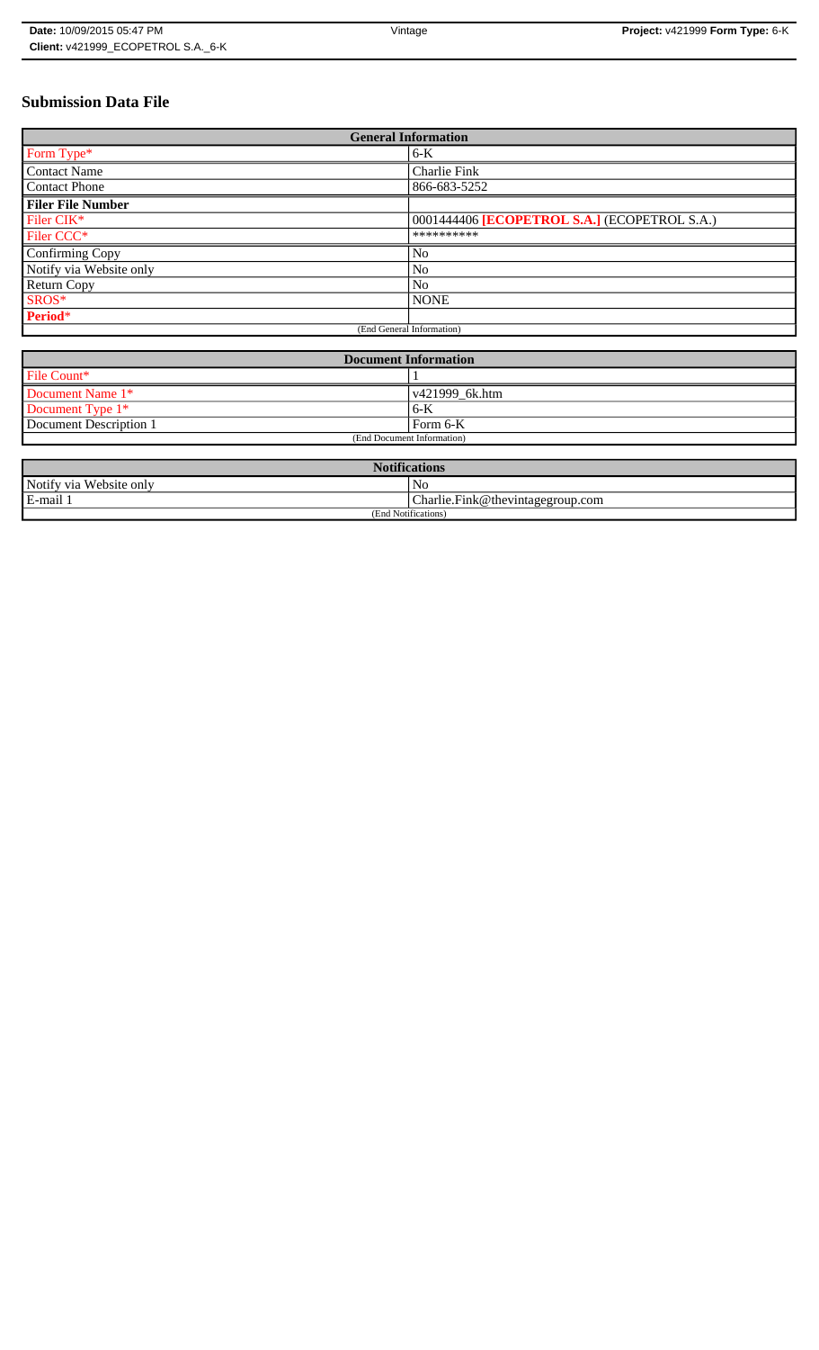# Submission Data File

| General Information | |
|---|---|
| Form Type* | 6-K |
| Contact Name | Charlie Fink |
| Contact Phone | 866-683-5252 |
| **Filer File Number** | |
| Filer CIK* | 0001444406 **[ECOPETROL S.A.]** (ECOPETROL S.A.) |
| Filer CCC* | ********** |
| Confirming Copy | No |
| Notify via Website only | No |
| Return Copy | No |
| SROS* | NONE |
| **Period*** | |
| (End General Information) | |

| Document Information | |
|---|---|
| File Count* | 1 |
| Document Name 1* | v421999_6k.htm |
| Document Type 1* | 6-K |
| Document Description 1 | Form 6-K |
| (End Document Information) | |

| Notifications | |
|---|---|
| Notify via Website only | No |
| E-mail 1 | Charlie.Fink@thevintagegroup.com |
| (End Notifications) | |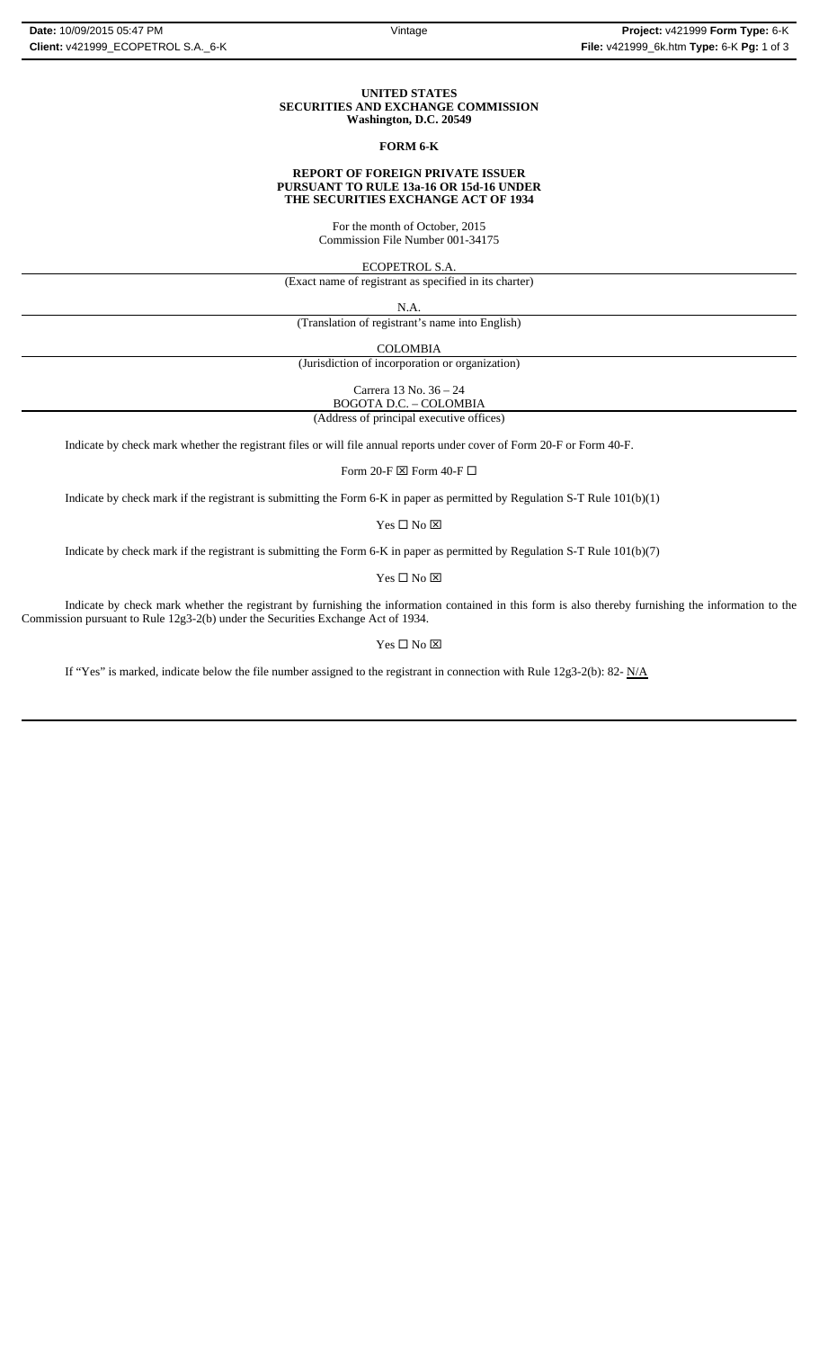**UNITED STATES**
**SECURITIES AND EXCHANGE COMMISSION**
**Washington, D.C. 20549**

**FORM 6-K**

**REPORT OF FOREIGN PRIVATE ISSUER**
**PURSUANT TO RULE 13a-16 OR 15d-16 UNDER**
**THE SECURITIES EXCHANGE ACT OF 1934**

For the month of October, 2015
Commission File Number 001-34175

ECOPETROL S.A.
(Exact name of registrant as specified in its charter)

N.A.
(Translation of registrant's name into English)

COLOMBIA
(Jurisdiction of incorporation or organization)

Carrera 13 No. 36 – 24
BOGOTA D.C. – COLOMBIA
(Address of principal executive offices)

Indicate by check mark whether the registrant files or will file annual reports under cover of Form 20-F or Form 40-F.

Form 20-F ☒ Form 40-F ☐

Indicate by check mark if the registrant is submitting the Form 6-K in paper as permitted by Regulation S-T Rule 101(b)(1)

Yes ☐ No ☒

Indicate by check mark if the registrant is submitting the Form 6-K in paper as permitted by Regulation S-T Rule 101(b)(7)

Yes ☐ No ☒

Indicate by check mark whether the registrant by furnishing the information contained in this form is also thereby furnishing the information to the Commission pursuant to Rule 12g3-2(b) under the Securities Exchange Act of 1934.

Yes ☐ No ☒

If "Yes" is marked, indicate below the file number assigned to the registrant in connection with Rule 12g3-2(b): 82- N/A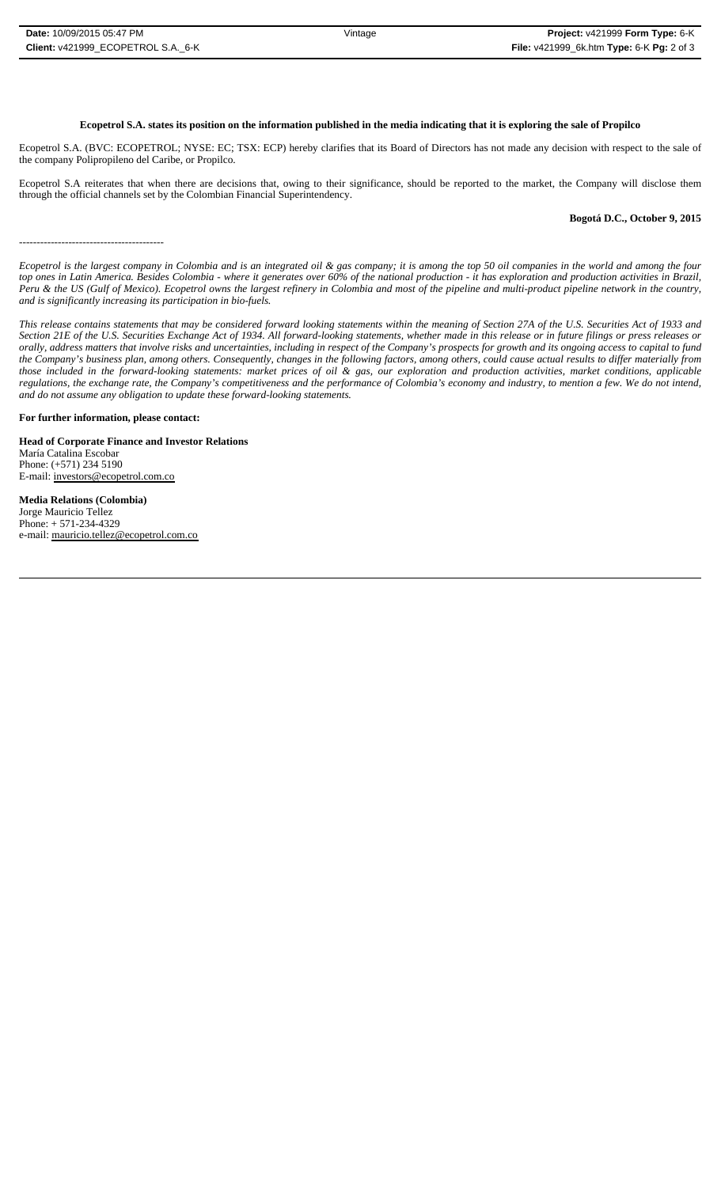**Ecopetrol S.A. states its position on the information published in the media indicating that it is exploring the sale of Propilco**

Ecopetrol S.A. (BVC: ECOPETROL; NYSE: EC; TSX: ECP) hereby clarifies that its Board of Directors has not made any decision with respect to the sale of the company Polipropileno del Caribe, or Propilco.

Ecopetrol S.A reiterates that when there are decisions that, owing to their significance, should be reported to the market, the Company will disclose them through the official channels set by the Colombian Financial Superintendency.

**Bogotá D.C., October 9, 2015**

-----------------------------------------

*Ecopetrol is the largest company in Colombia and is an integrated oil & gas company; it is among the top 50 oil companies in the world and among the four top ones in Latin America. Besides Colombia - where it generates over 60% of the national production - it has exploration and production activities in Brazil, Peru & the US (Gulf of Mexico). Ecopetrol owns the largest refinery in Colombia and most of the pipeline and multi-product pipeline network in the country, and is significantly increasing its participation in bio-fuels.*

*This release contains statements that may be considered forward looking statements within the meaning of Section 27A of the U.S. Securities Act of 1933 and Section 21E of the U.S. Securities Exchange Act of 1934. All forward-looking statements, whether made in this release or in future filings or press releases or orally, address matters that involve risks and uncertainties, including in respect of the Company's prospects for growth and its ongoing access to capital to fund the Company's business plan, among others. Consequently, changes in the following factors, among others, could cause actual results to differ materially from those included in the forward-looking statements: market prices of oil & gas, our exploration and production activities, market conditions, applicable regulations, the exchange rate, the Company's competitiveness and the performance of Colombia's economy and industry, to mention a few. We do not intend, and do not assume any obligation to update these forward-looking statements.*

**For further information, please contact:**

**Head of Corporate Finance and Investor Relations**
María Catalina Escobar
Phone: (+571) 234 5190
E-mail: investors@ecopetrol.com.co

**Media Relations (Colombia)**
Jorge Mauricio Tellez
Phone: + 571-234-4329
e-mail: mauricio.tellez@ecopetrol.com.co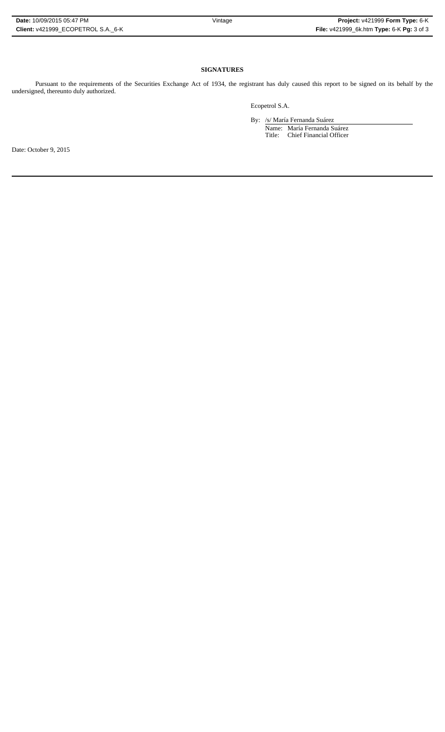**SIGNATURES**

Pursuant to the requirements of the Securities Exchange Act of 1934, the registrant has duly caused this report to be signed on its behalf by the undersigned, thereunto duly authorized.

Ecopetrol S.A.

By: /s/ María Fernanda Suárez

Name: María Fernanda Suárez
Title: Chief Financial Officer

Date: October 9, 2015